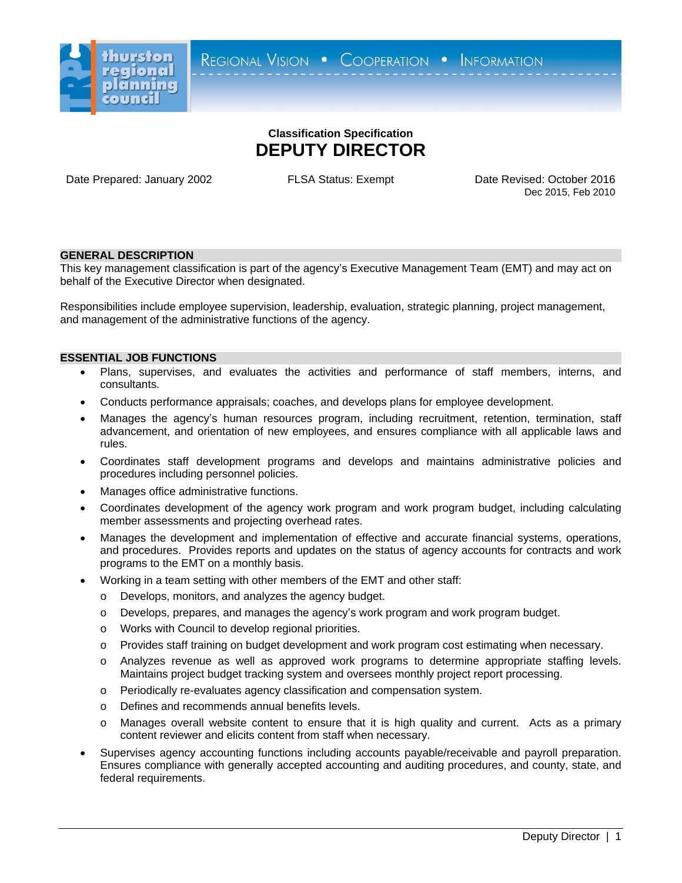thurston regional planning council

REGIONAL VISION • COOPERATION • INFORMATION

**Classification Specification**

# DEPUTY DIRECTOR

Date Prepared: January 2002 | FLSA Status: Exempt | Date Revised: October 2016, Dec 2015, Feb 2010

## GENERAL DESCRIPTION

This key management classification is part of the agency's Executive Management Team (EMT) and may act on behalf of the Executive Director when designated.

Responsibilities include employee supervision, leadership, evaluation, strategic planning, project management, and management of the administrative functions of the agency.

## ESSENTIAL JOB FUNCTIONS

- Plans, supervises, and evaluates the activities and performance of staff members, interns, and consultants.
- Conducts performance appraisals; coaches, and develops plans for employee development.
- Manages the agency's human resources program, including recruitment, retention, termination, staff advancement, and orientation of new employees, and ensures compliance with all applicable laws and rules.
- Coordinates staff development programs and develops and maintains administrative policies and procedures including personnel policies.
- Manages office administrative functions.
- Coordinates development of the agency work program and work program budget, including calculating member assessments and projecting overhead rates.
- Manages the development and implementation of effective and accurate financial systems, operations, and procedures. Provides reports and updates on the status of agency accounts for contracts and work programs to the EMT on a monthly basis.
- Working in a team setting with other members of the EMT and other staff:
  - Develops, monitors, and analyzes the agency budget.
  - Develops, prepares, and manages the agency's work program and work program budget.
  - Works with Council to develop regional priorities.
  - Provides staff training on budget development and work program cost estimating when necessary.
  - Analyzes revenue as well as approved work programs to determine appropriate staffing levels. Maintains project budget tracking system and oversees monthly project report processing.
  - Periodically re-evaluates agency classification and compensation system.
  - Defines and recommends annual benefits levels.
  - Manages overall website content to ensure that it is high quality and current. Acts as a primary content reviewer and elicits content from staff when necessary.
- Supervises agency accounting functions including accounts payable/receivable and payroll preparation. Ensures compliance with generally accepted accounting and auditing procedures, and county, state, and federal requirements.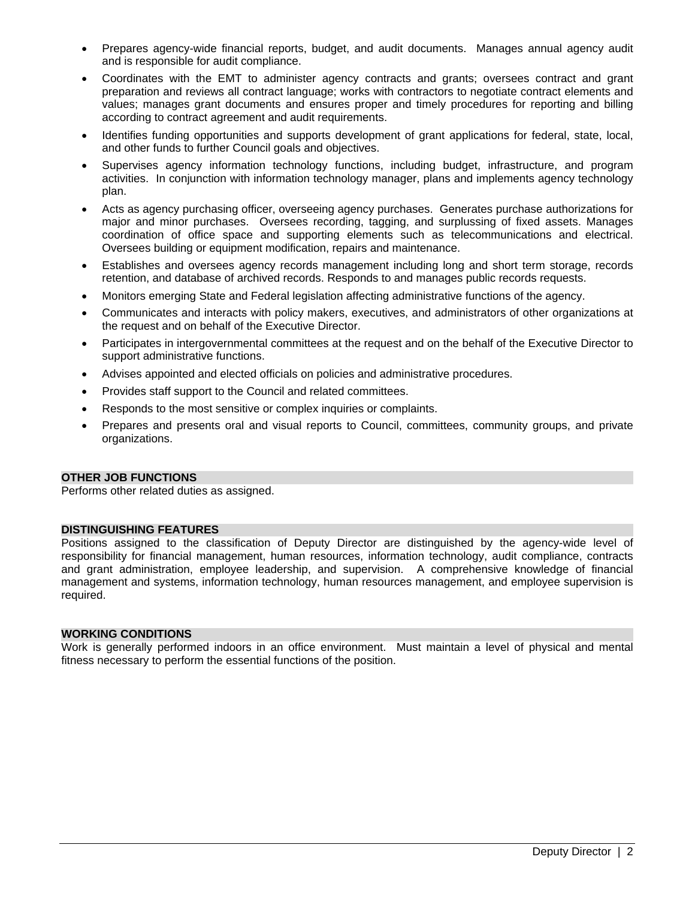- Prepares agency-wide financial reports, budget, and audit documents. Manages annual agency audit and is responsible for audit compliance.
- Coordinates with the EMT to administer agency contracts and grants; oversees contract and grant preparation and reviews all contract language; works with contractors to negotiate contract elements and values; manages grant documents and ensures proper and timely procedures for reporting and billing according to contract agreement and audit requirements.
- Identifies funding opportunities and supports development of grant applications for federal, state, local, and other funds to further Council goals and objectives.
- Supervises agency information technology functions, including budget, infrastructure, and program activities. In conjunction with information technology manager, plans and implements agency technology plan.
- Acts as agency purchasing officer, overseeing agency purchases. Generates purchase authorizations for major and minor purchases. Oversees recording, tagging, and surplussing of fixed assets. Manages coordination of office space and supporting elements such as telecommunications and electrical. Oversees building or equipment modification, repairs and maintenance.
- Establishes and oversees agency records management including long and short term storage, records retention, and database of archived records. Responds to and manages public records requests.
- Monitors emerging State and Federal legislation affecting administrative functions of the agency.
- Communicates and interacts with policy makers, executives, and administrators of other organizations at the request and on behalf of the Executive Director.
- Participates in intergovernmental committees at the request and on the behalf of the Executive Director to support administrative functions.
- Advises appointed and elected officials on policies and administrative procedures.
- Provides staff support to the Council and related committees.
- Responds to the most sensitive or complex inquiries or complaints.
- Prepares and presents oral and visual reports to Council, committees, community groups, and private organizations.

## OTHER JOB FUNCTIONS

Performs other related duties as assigned.

## DISTINGUISHING FEATURES

Positions assigned to the classification of Deputy Director are distinguished by the agency-wide level of responsibility for financial management, human resources, information technology, audit compliance, contracts and grant administration, employee leadership, and supervision. A comprehensive knowledge of financial management and systems, information technology, human resources management, and employee supervision is required.

## WORKING CONDITIONS

Work is generally performed indoors in an office environment. Must maintain a level of physical and mental fitness necessary to perform the essential functions of the position.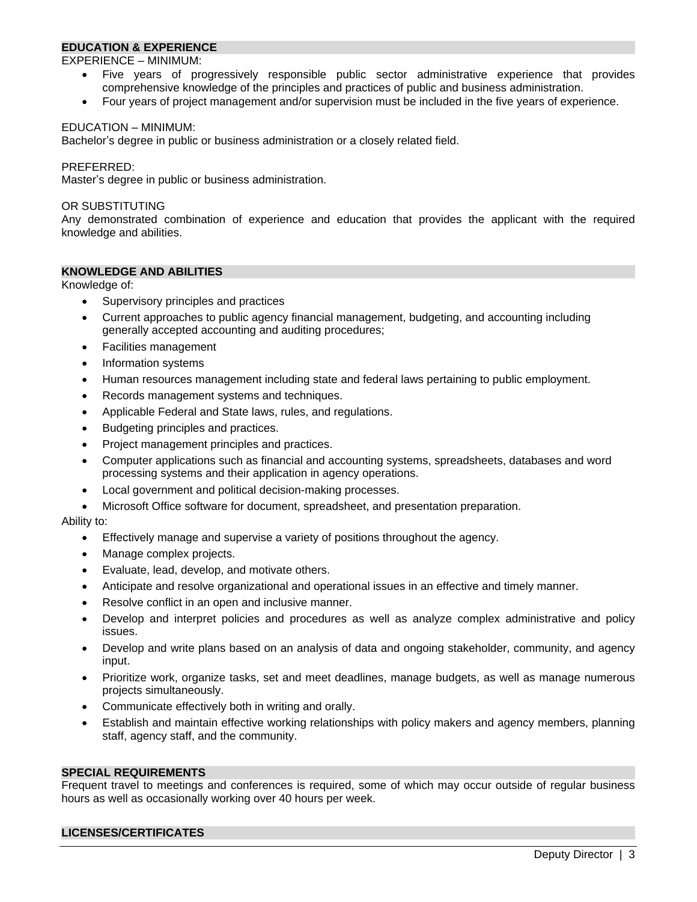## EDUCATION & EXPERIENCE

EXPERIENCE – MINIMUM:

- Five years of progressively responsible public sector administrative experience that provides comprehensive knowledge of the principles and practices of public and business administration.
- Four years of project management and/or supervision must be included in the five years of experience.

EDUCATION – MINIMUM:

Bachelor's degree in public or business administration or a closely related field.

PREFERRED:

Master's degree in public or business administration.

OR SUBSTITUTING

Any demonstrated combination of experience and education that provides the applicant with the required knowledge and abilities.

## KNOWLEDGE AND ABILITIES

Knowledge of:

- Supervisory principles and practices
- Current approaches to public agency financial management, budgeting, and accounting including generally accepted accounting and auditing procedures;
- Facilities management
- Information systems
- Human resources management including state and federal laws pertaining to public employment.
- Records management systems and techniques.
- Applicable Federal and State laws, rules, and regulations.
- Budgeting principles and practices.
- Project management principles and practices.
- Computer applications such as financial and accounting systems, spreadsheets, databases and word processing systems and their application in agency operations.
- Local government and political decision-making processes.
- Microsoft Office software for document, spreadsheet, and presentation preparation.

Ability to:

- Effectively manage and supervise a variety of positions throughout the agency.
- Manage complex projects.
- Evaluate, lead, develop, and motivate others.
- Anticipate and resolve organizational and operational issues in an effective and timely manner.
- Resolve conflict in an open and inclusive manner.
- Develop and interpret policies and procedures as well as analyze complex administrative and policy issues.
- Develop and write plans based on an analysis of data and ongoing stakeholder, community, and agency input.
- Prioritize work, organize tasks, set and meet deadlines, manage budgets, as well as manage numerous projects simultaneously.
- Communicate effectively both in writing and orally.
- Establish and maintain effective working relationships with policy makers and agency members, planning staff, agency staff, and the community.

## SPECIAL REQUIREMENTS

Frequent travel to meetings and conferences is required, some of which may occur outside of regular business hours as well as occasionally working over 40 hours per week.

## LICENSES/CERTIFICATES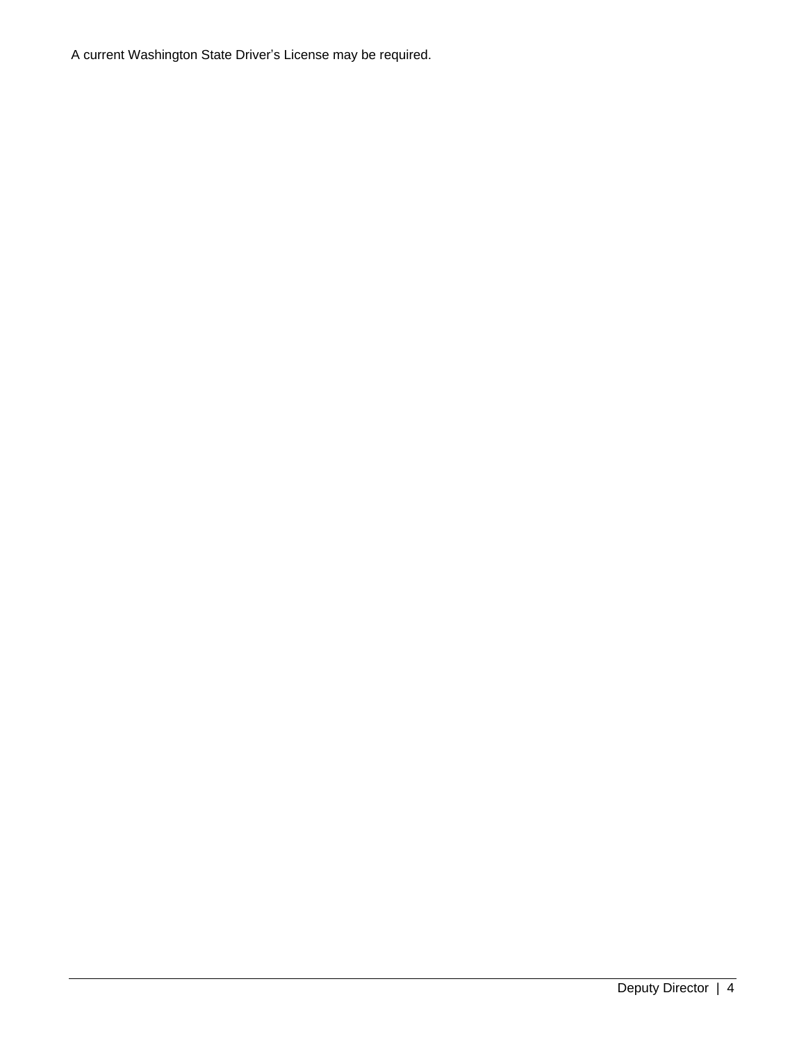A current Washington State Driver's License may be required.